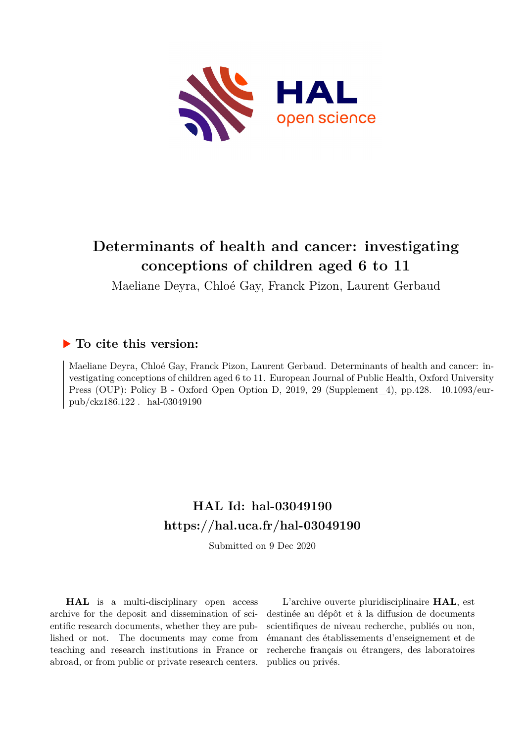# Determinants of health and cancer: investigating conceptions of children aged 6 to 11

Maeliane Deyra, Chloé Gay, Franck Pizon, Laurent Gerbaud

## ▶ To cite this version:

Maeliane Deyra, Chloé Gay, Franck Pizon, Laurent Gerbaud. Determinants of health and cancer: investigating conceptions of children aged 6 to 11. European Journal of Public Health, Oxford University Press (OUP): Policy B - Oxford Open Option D, 2019, 29 (Supplement_4), pp.428. 10.1093/eurpub/ckz186.122 . hal-03049190

## HAL Id: hal-03049190
## https://hal.uca.fr/hal-03049190

Submitted on 9 Dec 2020

**HAL** is a multi-disciplinary open access archive for the deposit and dissemination of scientific research documents, whether they are published or not. The documents may come from teaching and research institutions in France or abroad, or from public or private research centers.

L'archive ouverte pluridisciplinaire **HAL**, est destinée au dépôt et à la diffusion de documents scientifiques de niveau recherche, publiés ou non, émanant des établissements d'enseignement et de recherche français ou étrangers, des laboratoires publics ou privés.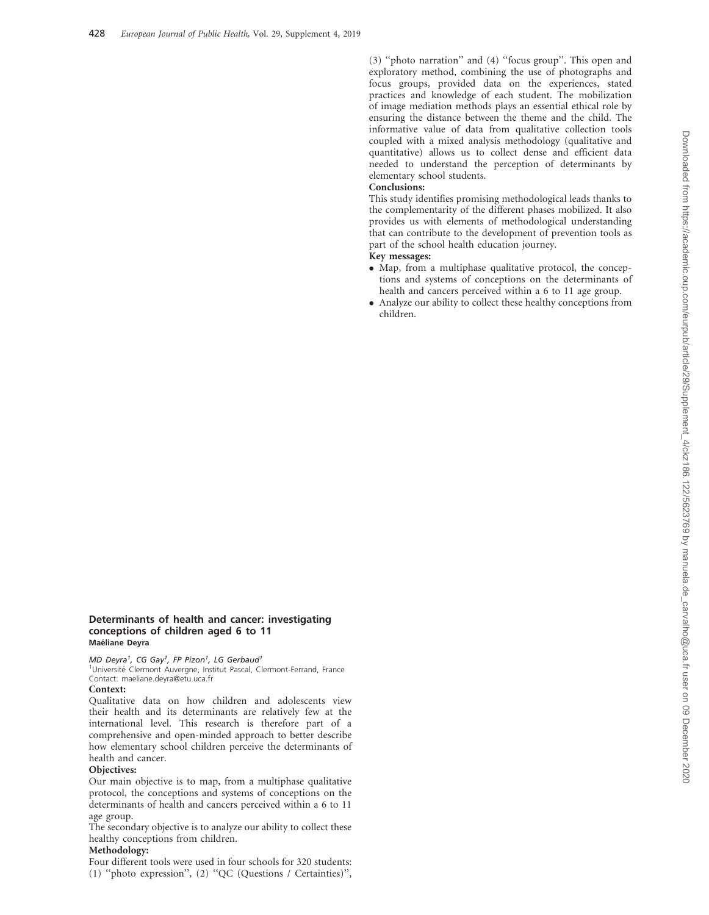(3) ''photo narration'' and (4) ''focus group''. This open and exploratory method, combining the use of photographs and focus groups, provided data on the experiences, stated practices and knowledge of each student. The mobilization of image mediation methods plays an essential ethical role by ensuring the distance between the theme and the child. The informative value of data from qualitative collection tools coupled with a mixed analysis methodology (qualitative and quantitative) allows us to collect dense and efficient data needed to understand the perception of determinants by elementary school students.

**Conclusions:**

This study identifies promising methodological leads thanks to the complementarity of the different phases mobilized. It also provides us with elements of methodological understanding that can contribute to the development of prevention tools as part of the school health education journey.

**Key messages:**

- Map, from a multiphase qualitative protocol, the conceptions and systems of conceptions on the determinants of health and cancers perceived within a 6 to 11 age group.
- Analyze our ability to collect these healthy conceptions from children.

## Determinants of health and cancer: investigating conceptions of children aged 6 to 11

**Maéliane Deyra**

*MD Deyra[1], CG Gay[1], FP Pizon[1], LG Gerbaud[1]*

[1]Université Clermont Auvergne, Institut Pascal, Clermont-Ferrand, France
Contact: maeliane.deyra@etu.uca.fr

**Context:**

Qualitative data on how children and adolescents view their health and its determinants are relatively few at the international level. This research is therefore part of a comprehensive and open-minded approach to better describe how elementary school children perceive the determinants of health and cancer.

**Objectives:**

Our main objective is to map, from a multiphase qualitative protocol, the conceptions and systems of conceptions on the determinants of health and cancers perceived within a 6 to 11 age group.

The secondary objective is to analyze our ability to collect these healthy conceptions from children.

**Methodology:**

Four different tools were used in four schools for 320 students: (1) ''photo expression'', (2) ''QC (Questions / Certainties)'',